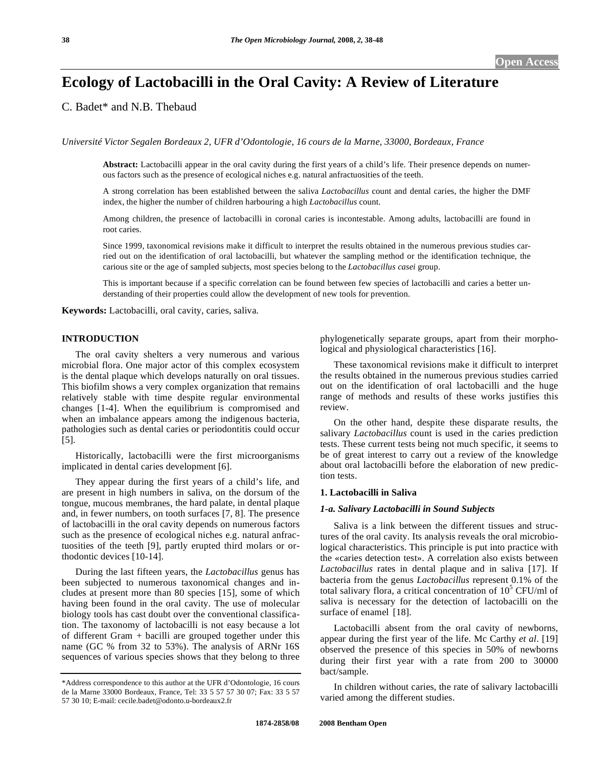Open Access

# Ecology of Lactobacilli in the Oral Cavity: A Review of Literature

C. Badet* and N.B. Thebaud

*Université Victor Segalen Bordeaux 2, UFR d'Odontologie, 16 cours de la Marne, 33000, Bordeaux, France*

**Abstract:** Lactobacilli appear in the oral cavity during the first years of a child's life. Their presence depends on numerous factors such as the presence of ecological niches e.g. natural anfractuosities of the teeth.

A strong correlation has been established between the saliva *Lactobacillus* count and dental caries, the higher the DMF index, the higher the number of children harbouring a high *Lactobacillus* count.

Among children, the presence of lactobacilli in coronal caries is incontestable. Among adults, lactobacilli are found in root caries.

Since 1999, taxonomical revisions make it difficult to interpret the results obtained in the numerous previous studies carried out on the identification of oral lactobacilli, but whatever the sampling method or the identification technique, the carious site or the age of sampled subjects, most species belong to the *Lactobacillus casei* group.

This is important because if a specific correlation can be found between few species of lactobacilli and caries a better understanding of their properties could allow the development of new tools for prevention.

**Keywords:** Lactobacilli, oral cavity, caries, saliva.

## INTRODUCTION

The oral cavity shelters a very numerous and various microbial flora. One major actor of this complex ecosystem is the dental plaque which develops naturally on oral tissues. This biofilm shows a very complex organization that remains relatively stable with time despite regular environmental changes [1-4]. When the equilibrium is compromised and when an imbalance appears among the indigenous bacteria, pathologies such as dental caries or periodontitis could occur [5].

Historically, lactobacilli were the first microorganisms implicated in dental caries development [6].

They appear during the first years of a child's life, and are present in high numbers in saliva, on the dorsum of the tongue, mucous membranes, the hard palate, in dental plaque and, in fewer numbers, on tooth surfaces [7, 8]. The presence of lactobacilli in the oral cavity depends on numerous factors such as the presence of ecological niches e.g. natural anfractuosities of the teeth [9], partly erupted third molars or orthodontic devices [10-14].

During the last fifteen years, the *Lactobacillus* genus has been subjected to numerous taxonomical changes and includes at present more than 80 species [15], some of which having been found in the oral cavity. The use of molecular biology tools has cast doubt over the conventional classification. The taxonomy of lactobacilli is not easy because a lot of different Gram + bacilli are grouped together under this name (GC % from 32 to 53%). The analysis of ARNr 16S sequences of various species shows that they belong to three phylogenetically separate groups, apart from their morphological and physiological characteristics [16].

These taxonomical revisions make it difficult to interpret the results obtained in the numerous previous studies carried out on the identification of oral lactobacilli and the huge range of methods and results of these works justifies this review.

On the other hand, despite these disparate results, the salivary *Lactobacillus* count is used in the caries prediction tests. These current tests being not much specific, it seems to be of great interest to carry out a review of the knowledge about oral lactobacilli before the elaboration of new prediction tests.

### 1. Lactobacilli in Saliva

#### *1-a. Salivary Lactobacilli in Sound Subjects*

Saliva is a link between the different tissues and structures of the oral cavity. Its analysis reveals the oral microbiological characteristics. This principle is put into practice with the «caries detection test». A correlation also exists between *Lactobacillus* rates in dental plaque and in saliva [17]. If bacteria from the genus *Lactobacillus* represent 0.1% of the total salivary flora, a critical concentration of $10^5$ CFU/ml of saliva is necessary for the detection of lactobacilli on the surface of enamel [18].

Lactobacilli absent from the oral cavity of newborns, appear during the first year of the life. Mc Carthy *et al*. [19] observed the presence of this species in 50% of newborns during their first year with a rate from 200 to 30000 bact/sample.

In children without caries, the rate of salivary lactobacilli varied among the different studies.

*Address correspondence to this author at the UFR d'Odontologie, 16 cours de la Marne 33000 Bordeaux, France, Tel: 33 5 57 57 30 07; Fax: 33 5 57 57 30 10; E-mail: cecile.badet@odonto.u-bordeaux2.fr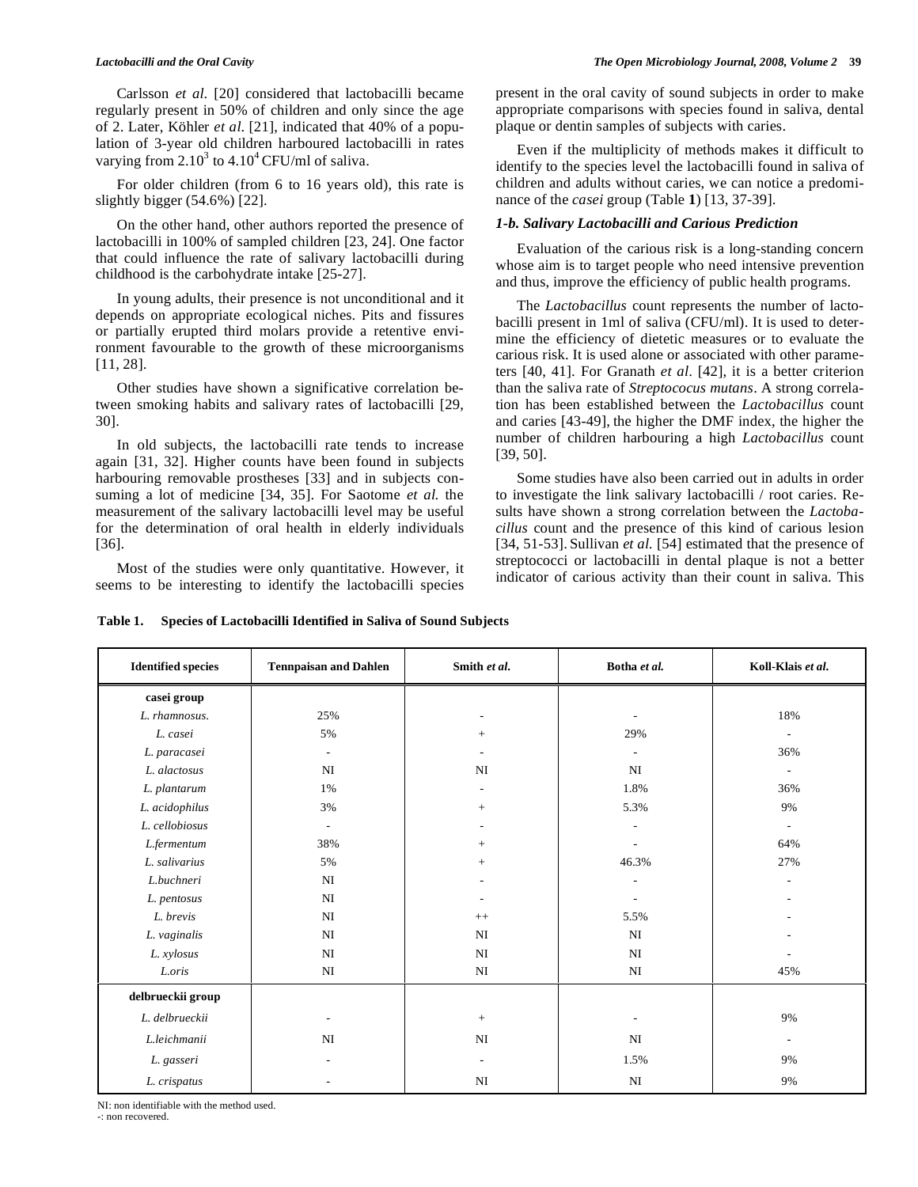Carlsson *et al.* [20] considered that lactobacilli became regularly present in 50% of children and only since the age of 2. Later, Köhler *et al.* [21], indicated that 40% of a population of 3-year old children harboured lactobacilli in rates varying from $2.10^3$ to $4.10^4$ CFU/ml of saliva.

For older children (from 6 to 16 years old), this rate is slightly bigger (54.6%) [22].

On the other hand, other authors reported the presence of lactobacilli in 100% of sampled children [23, 24]. One factor that could influence the rate of salivary lactobacilli during childhood is the carbohydrate intake [25-27].

In young adults, their presence is not unconditional and it depends on appropriate ecological niches. Pits and fissures or partially erupted third molars provide a retentive environment favourable to the growth of these microorganisms [11, 28].

Other studies have shown a significative correlation between smoking habits and salivary rates of lactobacilli [29, 30].

In old subjects, the lactobacilli rate tends to increase again [31, 32]. Higher counts have been found in subjects harbouring removable prostheses [33] and in subjects consuming a lot of medicine [34, 35]. For Saotome *et al.* the measurement of the salivary lactobacilli level may be useful for the determination of oral health in elderly individuals [36].

Most of the studies were only quantitative. However, it seems to be interesting to identify the lactobacilli species present in the oral cavity of sound subjects in order to make appropriate comparisons with species found in saliva, dental plaque or dentin samples of subjects with caries.

Even if the multiplicity of methods makes it difficult to identify to the species level the lactobacilli found in saliva of children and adults without caries, we can notice a predominance of the *casei* group (Table **1**) [13, 37-39].

### *1-b. Salivary Lactobacilli and Carious Prediction*

Evaluation of the carious risk is a long-standing concern whose aim is to target people who need intensive prevention and thus, improve the efficiency of public health programs.

The *Lactobacillus* count represents the number of lactobacilli present in 1ml of saliva (CFU/ml). It is used to determine the efficiency of dietetic measures or to evaluate the carious risk. It is used alone or associated with other parameters [40, 41]. For Granath *et al.* [42], it is a better criterion than the saliva rate of *Streptococus mutans*. A strong correlation has been established between the *Lactobacillus* count and caries [43-49], the higher the DMF index, the higher the number of children harbouring a high *Lactobacillus* count [39, 50].

Some studies have also been carried out in adults in order to investigate the link salivary lactobacilli / root caries. Results have shown a strong correlation between the *Lactobacillus* count and the presence of this kind of carious lesion [34, 51-53]. Sullivan *et al.* [54] estimated that the presence of streptococci or lactobacilli in dental plaque is not a better indicator of carious activity than their count in saliva. This

**Table 1. Species of Lactobacilli Identified in Saliva of Sound Subjects**

| Identified species | Tennpaisan and Dahlen | Smith *et al.* | Botha *et al.* | Koll-Klais *et al.* |
|---|---|---|---|---|
| **casei group** | | | | |
| *L. rhamnosus.* | 25% | - | - | 18% |
| *L. casei* | 5% | + | 29% | - |
| *L. paracasei* | - | - | - | 36% |
| *L. alactosus* | NI | NI | NI | - |
| *L. plantarum* | 1% | - | 1.8% | 36% |
| *L. acidophilus* | 3% | + | 5.3% | 9% |
| *L. cellobiosus* | - | - | - | - |
| *L.fermentum* | 38% | + | - | 64% |
| *L. salivarius* | 5% | + | 46.3% | 27% |
| *L.buchneri* | NI | - | - | - |
| *L. pentosus* | NI | - | - | - |
| *L. brevis* | NI | ++ | 5.5% | - |
| *L. vaginalis* | NI | NI | NI | - |
| *L. xylosus* | NI | NI | NI | - |
| *L.oris* | NI | NI | NI | 45% |
| **delbrueckii group** | | | | |
| *L. delbrueckii* | - | + | - | 9% |
| *L.leichmanii* | NI | NI | NI | - |
| *L. gasseri* | - | - | 1.5% | 9% |
| *L. crispatus* | - | NI | NI | 9% |

NI: non identifiable with the method used.
-: non recovered.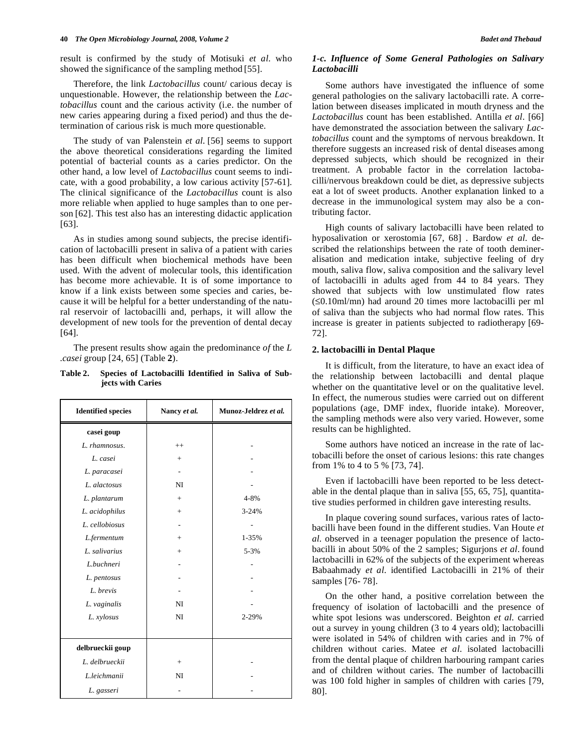result is confirmed by the study of Motisuki *et al.* who showed the significance of the sampling method [55].

Therefore, the link *Lactobacillus* count/ carious decay is unquestionable. However, the relationship between the *Lactobacillus* count and the carious activity (i.e. the number of new caries appearing during a fixed period) and thus the determination of carious risk is much more questionable.

The study of van Palenstein *et al.* [56] seems to support the above theoretical considerations regarding the limited potential of bacterial counts as a caries predictor. On the other hand, a low level of *Lactobacillus* count seems to indicate, with a good probability, a low carious activity [57-61]. The clinical significance of the *Lactobacillus* count is also more reliable when applied to huge samples than to one person [62]. This test also has an interesting didactic application [63].

As in studies among sound subjects, the precise identification of lactobacilli present in saliva of a patient with caries has been difficult when biochemical methods have been used. With the advent of molecular tools, this identification has become more achievable. It is of some importance to know if a link exists between some species and caries, because it will be helpful for a better understanding of the natural reservoir of lactobacilli and, perhaps, it will allow the development of new tools for the prevention of dental decay [64].

The present results show again the predominance *of* the *L .casei* group [24, 65] (Table **2**).

**Table 2. Species of Lactobacilli Identified in Saliva of Subjects with Caries**

| Identified species | Nancy *et al.* | Munoz-Jeldrez *et al.* |
|---|---|---|
| **casei goup** | | |
| *L. rhamnosus.* | ++ | - |
| *L. casei* | + | - |
| *L. paracasei* | - | - |
| *L. alactosus* | NI | - |
| *L. plantarum* | + | 4-8% |
| *L. acidophilus* | + | 3-24% |
| *L. cellobiosus* | - | - |
| *L.fermentum* | + | 1-35% |
| *L. salivarius* | + | 5-3% |
| *L.buchneri* | - | - |
| *L. pentosus* | - | - |
| *L. brevis* | - | - |
| *L. vaginalis* | NI | - |
| *L. xylosus* | NI | 2-29% |
| **delbrueckii goup** | | |
| *L. delbrueckii* | + | - |
| *L.leichmanii* | NI | - |
| *L. gasseri* | - | - |

### *1-c. Influence of Some General Pathologies on Salivary Lactobacilli*

Some authors have investigated the influence of some general pathologies on the salivary lactobacilli rate. A correlation between diseases implicated in mouth dryness and the *Lactobacillus* count has been established. Antilla *et al*. [66] have demonstrated the association between the salivary *Lactobacillus* count and the symptoms of nervous breakdown. It therefore suggests an increased risk of dental diseases among depressed subjects, which should be recognized in their treatment. A probable factor in the correlation lactobacilli/nervous breakdown could be diet, as depressive subjects eat a lot of sweet products. Another explanation linked to a decrease in the immunological system may also be a contributing factor.

High counts of salivary lactobacilli have been related to hyposalivation or xerostomia [67, 68] . Bardow *et al.* described the relationships between the rate of tooth demineralisation and medication intake, subjective feeling of dry mouth, saliva flow, saliva composition and the salivary level of lactobacilli in adults aged from 44 to 84 years. They showed that subjects with low unstimulated flow rates ($\leq$0.10ml/mn) had around 20 times more lactobacilli per ml of saliva than the subjects who had normal flow rates. This increase is greater in patients subjected to radiotherapy [69-72].

## 2. lactobacilli in Dental Plaque

It is difficult, from the literature, to have an exact idea of the relationship between lactobacilli and dental plaque whether on the quantitative level or on the qualitative level. In effect, the numerous studies were carried out on different populations (age, DMF index, fluoride intake). Moreover, the sampling methods were also very varied. However, some results can be highlighted.

Some authors have noticed an increase in the rate of lactobacilli before the onset of carious lesions: this rate changes from 1% to 4 to 5 % [73, 74].

Even if lactobacilli have been reported to be less detectable in the dental plaque than in saliva [55, 65, 75], quantitative studies performed in children gave interesting results.

In plaque covering sound surfaces, various rates of lactobacilli have been found in the different studies. Van Houte *et al.* observed in a teenager population the presence of lactobacilli in about 50% of the 2 samples; Sigurjons *et al*. found lactobacilli in 62% of the subjects of the experiment whereas Babaahmady *et al.* identified Lactobacilli in 21% of their samples [76- 78].

On the other hand, a positive correlation between the frequency of isolation of lactobacilli and the presence of white spot lesions was underscored. Beighton *et al.* carried out a survey in young children (3 to 4 years old); lactobacilli were isolated in 54% of children with caries and in 7% of children without caries. Matee *et al.* isolated lactobacilli from the dental plaque of children harbouring rampant caries and of children without caries. The number of lactobacilli was 100 fold higher in samples of children with caries [79, 80].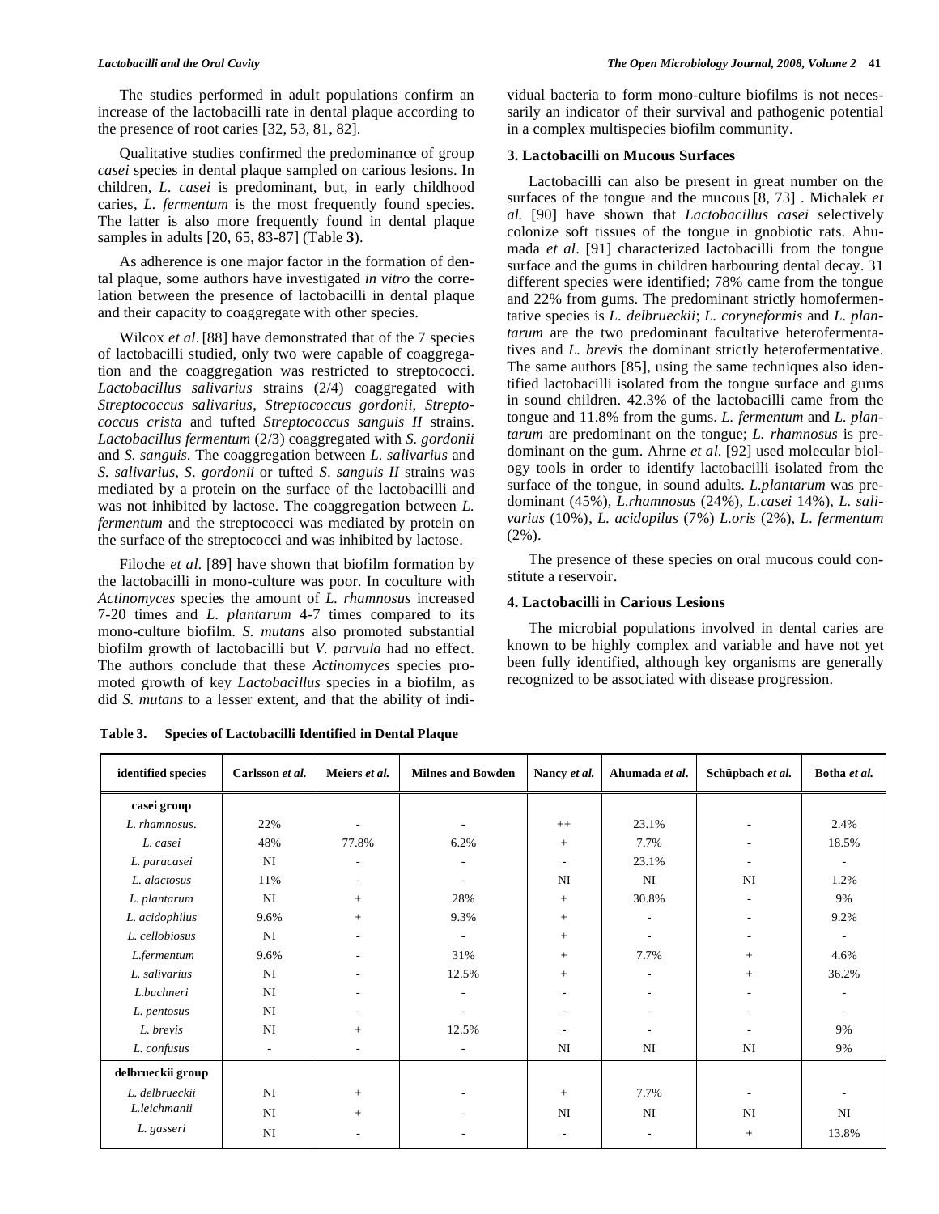The studies performed in adult populations confirm an increase of the lactobacilli rate in dental plaque according to the presence of root caries [32, 53, 81, 82].

Qualitative studies confirmed the predominance of group *casei* species in dental plaque sampled on carious lesions. In children, *L. casei* is predominant, but, in early childhood caries, *L. fermentum* is the most frequently found species. The latter is also more frequently found in dental plaque samples in adults [20, 65, 83-87] (Table **3**).

As adherence is one major factor in the formation of dental plaque, some authors have investigated *in vitro* the correlation between the presence of lactobacilli in dental plaque and their capacity to coaggregate with other species.

Wilcox *et al*. [88] have demonstrated that of the 7 species of lactobacilli studied, only two were capable of coaggregation and the coaggregation was restricted to streptococci. *Lactobacillus salivarius* strains (2/4) coaggregated with *Streptococcus salivarius*, *Streptococcus gordonii*, *Streptococcus crista* and tufted *Streptococcus sanguis II* strains. *Lactobacillus fermentum* (2/3) coaggregated with *S. gordonii* and *S. sanguis*. The coaggregation between *L. salivarius* and *S. salivarius*, *S. gordonii* or tufted *S. sanguis II* strains was mediated by a protein on the surface of the lactobacilli and was not inhibited by lactose. The coaggregation between *L. fermentum* and the streptococci was mediated by protein on the surface of the streptococci and was inhibited by lactose.

Filoche *et al*. [89] have shown that biofilm formation by the lactobacilli in mono-culture was poor. In coculture with *Actinomyces* species the amount of *L. rhamnosus* increased 7-20 times and *L. plantarum* 4-7 times compared to its mono-culture biofilm. *S. mutans* also promoted substantial biofilm growth of lactobacilli but *V. parvula* had no effect. The authors conclude that these *Actinomyces* species promoted growth of key *Lactobacillus* species in a biofilm, as did *S. mutans* to a lesser extent, and that the ability of individual bacteria to form mono-culture biofilms is not necessarily an indicator of their survival and pathogenic potential in a complex multispecies biofilm community.

### 3. Lactobacilli on Mucous Surfaces

Lactobacilli can also be present in great number on the surfaces of the tongue and the mucous [8, 73] . Michalek *et al.* [90] have shown that *Lactobacillus casei* selectively colonize soft tissues of the tongue in gnobiotic rats. Ahumada *et al*. [91] characterized lactobacilli from the tongue surface and the gums in children harbouring dental decay. 31 different species were identified; 78% came from the tongue and 22% from gums. The predominant strictly homofermentative species is *L. delbrueckii*; *L. coryneformis* and *L. plantarum* are the two predominant facultative heterofermentatives and *L. brevis* the dominant strictly heterofermentative. The same authors [85], using the same techniques also identified lactobacilli isolated from the tongue surface and gums in sound children. 42.3% of the lactobacilli came from the tongue and 11.8% from the gums. *L. fermentum* and *L. plantarum* are predominant on the tongue; *L. rhamnosus* is predominant on the gum. Ahrne *et al*. [92] used molecular biology tools in order to identify lactobacilli isolated from the surface of the tongue, in sound adults. *L.plantarum* was predominant (45%), *L.rhamnosus* (24%), *L.casei* 14%), *L. salivarius* (10%), *L. acidopilus* (7%) *L.oris* (2%), *L. fermentum* (2%).

The presence of these species on oral mucous could constitute a reservoir.

### 4. Lactobacilli in Carious Lesions

The microbial populations involved in dental caries are known to be highly complex and variable and have not yet been fully identified, although key organisms are generally recognized to be associated with disease progression.

**Table 3. Species of Lactobacilli Identified in Dental Plaque**

| identified species | Carlsson *et al.* | Meiers *et al.* | Milnes and Bowden | Nancy *et al.* | Ahumada *et al*. | Schüpbach *et al.* | Botha *et al.* |
|---|---|---|---|---|---|---|---|
| **casei group** | | | | | | | |
| *L. rhamnosus*. | 22% | - | - | ++ | 23.1% | - | 2.4% |
| *L. casei* | 48% | 77.8% | 6.2% | + | 7.7% | - | 18.5% |
| *L. paracasei* | NI | - | - | - | 23.1% | - | - |
| *L. alactosus* | 11% | - | - | NI | NI | NI | 1.2% |
| *L. plantarum* | NI | + | 28% | + | 30.8% | - | 9% |
| *L. acidophilus* | 9.6% | + | 9.3% | + | - | - | 9.2% |
| *L. cellobiosus* | NI | - | - | + | - | - | - |
| *L.fermentum* | 9.6% | - | 31% | + | 7.7% | + | 4.6% |
| *L. salivarius* | NI | - | 12.5% | + | - | + | 36.2% |
| *L.buchneri* | NI | - | - | - | - | - | - |
| *L. pentosus* | NI | - | - | - | - | - | - |
| *L. brevis* | NI | + | 12.5% | - | - | - | 9% |
| *L. confusus* | - | - | - | NI | NI | NI | 9% |
| **delbrueckii group** | | | | | | | |
| *L. delbrueckii* | NI | + | - | + | 7.7% | - | - |
| *L.leichmanii* | NI | + | - | NI | NI | NI | NI |
| *L. gasseri* | NI | - | - | - | - | + | 13.8% |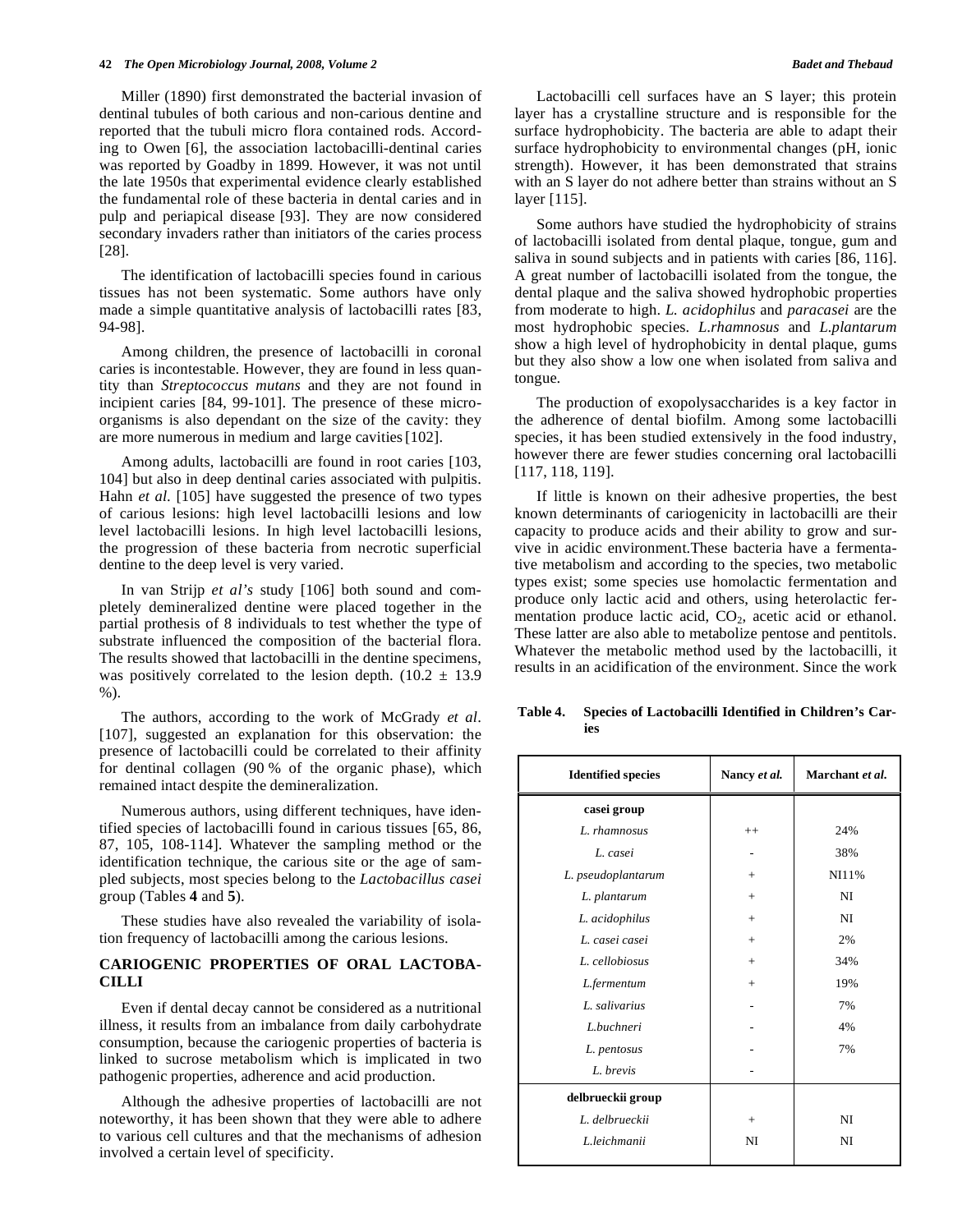Miller (1890) first demonstrated the bacterial invasion of dentinal tubules of both carious and non-carious dentine and reported that the tubuli micro flora contained rods. According to Owen [6], the association lactobacilli-dentinal caries was reported by Goadby in 1899. However, it was not until the late 1950s that experimental evidence clearly established the fundamental role of these bacteria in dental caries and in pulp and periapical disease [93]. They are now considered secondary invaders rather than initiators of the caries process [28].

The identification of lactobacilli species found in carious tissues has not been systematic. Some authors have only made a simple quantitative analysis of lactobacilli rates [83, 94-98].

Among children, the presence of lactobacilli in coronal caries is incontestable. However, they are found in less quantity than *Streptococcus mutans* and they are not found in incipient caries [84, 99-101]. The presence of these microorganisms is also dependant on the size of the cavity: they are more numerous in medium and large cavities [102].

Among adults, lactobacilli are found in root caries [103, 104] but also in deep dentinal caries associated with pulpitis. Hahn *et al.* [105] have suggested the presence of two types of carious lesions: high level lactobacilli lesions and low level lactobacilli lesions. In high level lactobacilli lesions, the progression of these bacteria from necrotic superficial dentine to the deep level is very varied.

In van Strijp *et al's* study [106] both sound and completely demineralized dentine were placed together in the partial prothesis of 8 individuals to test whether the type of substrate influenced the composition of the bacterial flora. The results showed that lactobacilli in the dentine specimens, was positively correlated to the lesion depth. (10.2 ± 13.9 %).

The authors, according to the work of McGrady *et al*. [107], suggested an explanation for this observation: the presence of lactobacilli could be correlated to their affinity for dentinal collagen (90 % of the organic phase), which remained intact despite the demineralization.

Numerous authors, using different techniques, have identified species of lactobacilli found in carious tissues [65, 86, 87, 105, 108-114]. Whatever the sampling method or the identification technique, the carious site or the age of sampled subjects, most species belong to the *Lactobacillus casei* group (Tables **4** and **5**).

These studies have also revealed the variability of isolation frequency of lactobacilli among the carious lesions.

## CARIOGENIC PROPERTIES OF ORAL LACTOBACILLI

Even if dental decay cannot be considered as a nutritional illness, it results from an imbalance from daily carbohydrate consumption, because the cariogenic properties of bacteria is linked to sucrose metabolism which is implicated in two pathogenic properties, adherence and acid production.

Although the adhesive properties of lactobacilli are not noteworthy, it has been shown that they were able to adhere to various cell cultures and that the mechanisms of adhesion involved a certain level of specificity.

Lactobacilli cell surfaces have an S layer; this protein layer has a crystalline structure and is responsible for the surface hydrophobicity. The bacteria are able to adapt their surface hydrophobicity to environmental changes (pH, ionic strength). However, it has been demonstrated that strains with an S layer do not adhere better than strains without an S layer [115].

Some authors have studied the hydrophobicity of strains of lactobacilli isolated from dental plaque, tongue, gum and saliva in sound subjects and in patients with caries [86, 116]. A great number of lactobacilli isolated from the tongue, the dental plaque and the saliva showed hydrophobic properties from moderate to high. *L. acidophilus* and *paracasei* are the most hydrophobic species. *L.rhamnosus* and *L.plantarum* show a high level of hydrophobicity in dental plaque, gums but they also show a low one when isolated from saliva and tongue.

The production of exopolysaccharides is a key factor in the adherence of dental biofilm. Among some lactobacilli species, it has been studied extensively in the food industry, however there are fewer studies concerning oral lactobacilli [117, 118, 119].

If little is known on their adhesive properties, the best known determinants of cariogenicity in lactobacilli are their capacity to produce acids and their ability to grow and survive in acidic environment.These bacteria have a fermentative metabolism and according to the species, two metabolic types exist; some species use homolactic fermentation and produce only lactic acid and others, using heterolactic fermentation produce lactic acid, $CO_2$, acetic acid or ethanol. These latter are also able to metabolize pentose and pentitols. Whatever the metabolic method used by the lactobacilli, it results in an acidification of the environment. Since the work

**Table 4. Species of Lactobacilli Identified in Children's Caries**

| Identified species | Nancy *et al.* | Marchant *et al.* |
|---|---|---|
| **casei group** | | |
| *L. rhamnosus* | ++ | 24% |
| *L. casei* | - | 38% |
| *L. pseudoplantarum* | + | NI11% |
| *L. plantarum* | + | NI |
| *L. acidophilus* | + | NI |
| *L. casei casei* | + | 2% |
| *L. cellobiosus* | + | 34% |
| *L.fermentum* | + | 19% |
| *L. salivarius* | - | 7% |
| *L.buchneri* | - | 4% |
| *L. pentosus* | - | 7% |
| *L. brevis* | - | |
| **delbrueckii group** | | |
| *L. delbrueckii* | + | NI |
| *L.leichmanii* | NI | NI |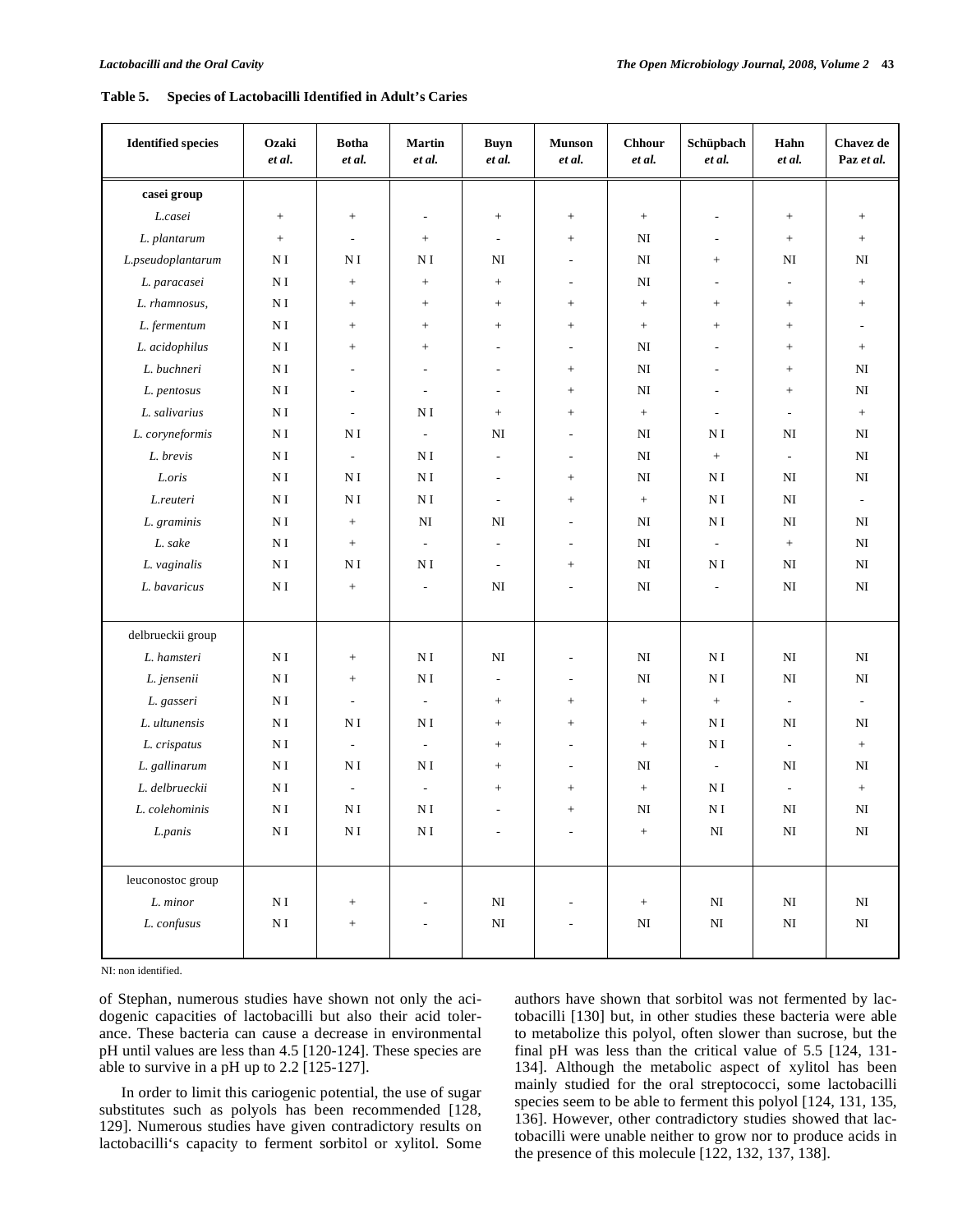**Table 5. Species of Lactobacilli Identified in Adult's Caries**

| Identified species | Ozaki *et al.* | Botha *et al.* | Martin *et al.* | Buyn *et al.* | Munson *et al.* | Chhour *et al.* | Schüpbach *et al.* | Hahn *et al.* | Chavez de Paz *et al.* |
|---|---|---|---|---|---|---|---|---|---|
| casei group | | | | | | | | | |
| *L.casei* | + | + | - | + | + | + | - | + | + |
| *L. plantarum* | + | - | + | - | + | NI | - | + | + |
| *L.pseudoplantarum* | N I | N I | N I | NI | - | NI | + | NI | NI |
| *L. paracasei* | N I | + | + | + | - | NI | - | - | + |
| *L. rhamnosus,* | N I | + | + | + | + | + | + | + | + |
| *L. fermentum* | N I | + | + | + | + | + | + | + | - |
| *L. acidophilus* | N I | + | + | - | - | NI | - | + | + |
| *L. buchneri* | N I | - | - | - | + | NI | - | + | NI |
| *L. pentosus* | N I | - | - | - | + | NI | - | + | NI |
| *L. salivarius* | N I | - | N I | + | + | + | - | - | + |
| *L. coryneformis* | N I | N I | - | NI | - | NI | N I | NI | NI |
| *L. brevis* | N I | - | N I | - | - | NI | + | - | NI |
| *L.oris* | N I | N I | N I | - | + | NI | N I | NI | NI |
| *L.reuteri* | N I | N I | N I | - | + | + | N I | NI | - |
| *L. graminis* | N I | + | NI | NI | - | NI | N I | NI | NI |
| *L. sake* | N I | + | - | - | - | NI | - | + | NI |
| *L. vaginalis* | N I | N I | N I | - | + | NI | N I | NI | NI |
| *L. bavaricus* | N I | + | - | NI | - | NI | - | NI | NI |
| delbrueckii group | | | | | | | | | |
| *L. hamsteri* | N I | + | N I | NI | - | NI | N I | NI | NI |
| *L. jensenii* | N I | + | N I | - | - | NI | N I | NI | NI |
| *L. gasseri* | N I | - | - | + | + | + | + | - | - |
| *L. ultunensis* | N I | N I | N I | + | + | + | N I | NI | NI |
| *L. crispatus* | N I | - | - | + | - | + | N I | - | + |
| *L. gallinarum* | N I | N I | N I | + | - | NI | - | NI | NI |
| *L. delbrueckii* | N I | - | - | + | + | + | N I | - | + |
| *L. colehominis* | N I | N I | N I | - | + | NI | N I | NI | NI |
| *L.panis* | N I | N I | N I | - | - | + | NI | NI | NI |
| leuconostoc group | | | | | | | | | |
| *L. minor* | N I | + | - | NI | - | + | NI | NI | NI |
| *L. confusus* | N I | + | - | NI | - | NI | NI | NI | NI |

NI: non identified.

of Stephan, numerous studies have shown not only the acidogenic capacities of lactobacilli but also their acid tolerance. These bacteria can cause a decrease in environmental pH until values are less than 4.5 [120-124]. These species are able to survive in a pH up to 2.2 [125-127].

In order to limit this cariogenic potential, the use of sugar substitutes such as polyols has been recommended [128, 129]. Numerous studies have given contradictory results on lactobacilli's capacity to ferment sorbitol or xylitol. Some authors have shown that sorbitol was not fermented by lactobacilli [130] but, in other studies these bacteria were able to metabolize this polyol, often slower than sucrose, but the final pH was less than the critical value of 5.5 [124, 131-134]. Although the metabolic aspect of xylitol has been mainly studied for the oral streptococci, some lactobacilli species seem to be able to ferment this polyol [124, 131, 135, 136]. However, other contradictory studies showed that lactobacilli were unable neither to grow nor to produce acids in the presence of this molecule [122, 132, 137, 138].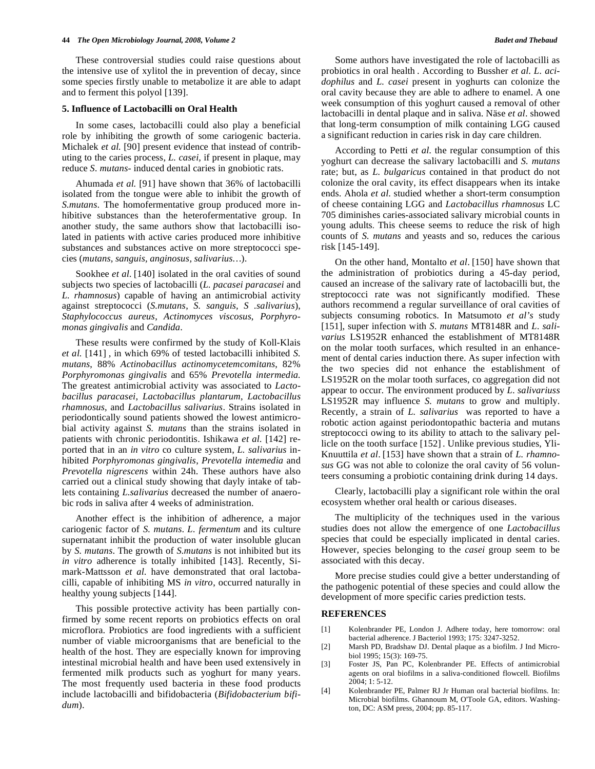These controversial studies could raise questions about the intensive use of xylitol the in prevention of decay, since some species firstly unable to metabolize it are able to adapt and to ferment this polyol [139].

## 5. Influence of Lactobacilli on Oral Health

In some cases, lactobacilli could also play a beneficial role by inhibiting the growth of some cariogenic bacteria. Michalek *et al.* [90] present evidence that instead of contributing to the caries process, *L. casei*, if present in plaque, may reduce *S. mutans*- induced dental caries in gnobiotic rats.

Ahumada *et al.* [91] have shown that 36% of lactobacilli isolated from the tongue were able to inhibit the growth of *S.mutans*. The homofermentative group produced more inhibitive substances than the heterofermentative group. In another study, the same authors show that lactobacilli isolated in patients with active caries produced more inhibitive substances and substances active on more streptococci species (*mutans, sanguis, anginosus, salivarius…*).

Sookhee *et al.* [140] isolated in the oral cavities of sound subjects two species of lactobacilli (*L. pacasei paracasei* and *L. rhamnosus*) capable of having an antimicrobial activity against streptococci (*S.mutans*, *S. sanguis*, *S .salivarius*), *Staphylococcus aureus*, *Actinomyces viscosus*, *Porphyromonas gingivalis* and *Candida*.

These results were confirmed by the study of Koll-Klais *et al.* [141] , in which 69% of tested lactobacilli inhibited *S. mutans*, 88% *Actinobacillus actinomycetemcomitans*, 82% *Porphyromonas gingivalis* and 65% *Prevotella intermedia.* The greatest antimicrobial activity was associated to *Lactobacillus paracasei*, *Lactobacillus plantarum*, *Lactobacillus rhamnosus*, and *Lactobacillus salivarius*. Strains isolated in periodontically sound patients showed the lowest antimicrobial activity against *S. mutans* than the strains isolated in patients with chronic periodontitis. Ishikawa *et al.* [142] reported that in an *in vitro* co culture system, *L. salivarius* inhibited *Porphyromonas gingivalis*, *Prevotella intemedia* and *Prevotella nigrescens* within 24h. These authors have also carried out a clinical study showing that dayly intake of tablets containing *L.salivarius* decreased the number of anaerobic rods in saliva after 4 weeks of administration.

Another effect is the inhibition of adherence, a major cariogenic factor of *S. mutans*. *L. fermentum* and its culture supernatant inhibit the production of water insoluble glucan by *S. mutans*. The growth of *S.mutans* is not inhibited but its *in vitro* adherence is totally inhibited [143]. Recently, Simark-Mattsson *et al.* have demonstrated that oral lactobacilli, capable of inhibiting MS *in vitro*, occurred naturally in healthy young subjects [144].

This possible protective activity has been partially confirmed by some recent reports on probiotics effects on oral microflora. Probiotics are food ingredients with a sufficient number of viable microorganisms that are beneficial to the health of the host. They are especially known for improving intestinal microbial health and have been used extensively in fermented milk products such as yoghurt for many years. The most frequently used bacteria in these food products include lactobacilli and bifidobacteria (*Bifidobacterium bifidum*).

Some authors have investigated the role of lactobacilli as probiotics in oral health . According to Busscher *et al. L. acidophilus* and *L. casei* present in yoghurts can colonize the oral cavity because they are able to adhere to enamel. A one week consumption of this yoghurt caused a removal of other lactobacilli in dental plaque and in saliva. Näse *et al*. showed that long-term consumption of milk containing LGG caused a significant reduction in caries risk in day care children.

According to Petti *et al.* the regular consumption of this yoghurt can decrease the salivary lactobacilli and *S. mutans* rate; but, as *L. bulgaricus* contained in that product do not colonize the oral cavity, its effect disappears when its intake ends. Ahola *et al*. studied whether a short-term consumption of cheese containing LGG and *Lactobacillus rhamnosus* LC 705 diminishes caries-associated salivary microbial counts in young adults. This cheese seems to reduce the risk of high counts of *S. mutans* and yeasts and so, reduces the carious risk [145-149].

On the other hand, Montalto *et al*. [150] have shown that the administration of probiotics during a 45-day period, caused an increase of the salivary rate of lactobacilli but, the streptococci rate was not significantly modified. These authors recommend a regular surveillance of oral cavities of subjects consuming robotics. In Matsumoto *et al's* study [151], super infection with *S. mutans* MT8148R and *L. salivarius* LS1952R enhanced the establishment of MT8148R on the molar tooth surfaces, which resulted in an enhancement of dental caries induction there. As super infection with the two species did not enhance the establishment of LS1952R on the molar tooth surfaces, co aggregation did not appear to occur. The environment produced by *L. salivariuss* LS1952R may influence *S. mutans* to grow and multiply. Recently, a strain of *L. salivarius* was reported to have a robotic action against periodontopathic bacteria and mutans streptococci owing to its ability to attach to the salivary pellicle on the tooth surface [152] . Unlike previous studies, Yli-Knuuttila *et al*. [153] have shown that a strain of *L. rhamnosus* GG was not able to colonize the oral cavity of 56 volunteers consuming a probiotic containing drink during 14 days.

Clearly, lactobacilli play a significant role within the oral ecosystem whether oral health or carious diseases.

The multiplicity of the techniques used in the various studies does not allow the emergence of one *Lactobacillus* species that could be especially implicated in dental caries. However, species belonging to the *casei* group seem to be associated with this decay.

More precise studies could give a better understanding of the pathogenic potential of these species and could allow the development of more specific caries prediction tests.

## REFERENCES

[1] Kolenbrander PE, London J. Adhere today, here tomorrow: oral bacterial adherence. J Bacteriol 1993; 175: 3247-3252.

[2] Marsh PD, Bradshaw DJ. Dental plaque as a biofilm. J Ind Microbiol 1995; 15(3): 169-75.

[3] Foster JS, Pan PC, Kolenbrander PE. Effects of antimicrobial agents on oral biofilms in a saliva-conditioned flowcell. Biofilms 2004; 1: 5-12.

[4] Kolenbrander PE, Palmer RJ Jr Human oral bacterial biofilms. In: Microbial biofilms. Ghannoum M, O'Toole GA, editors. Washington, DC: ASM press, 2004; pp. 85-117.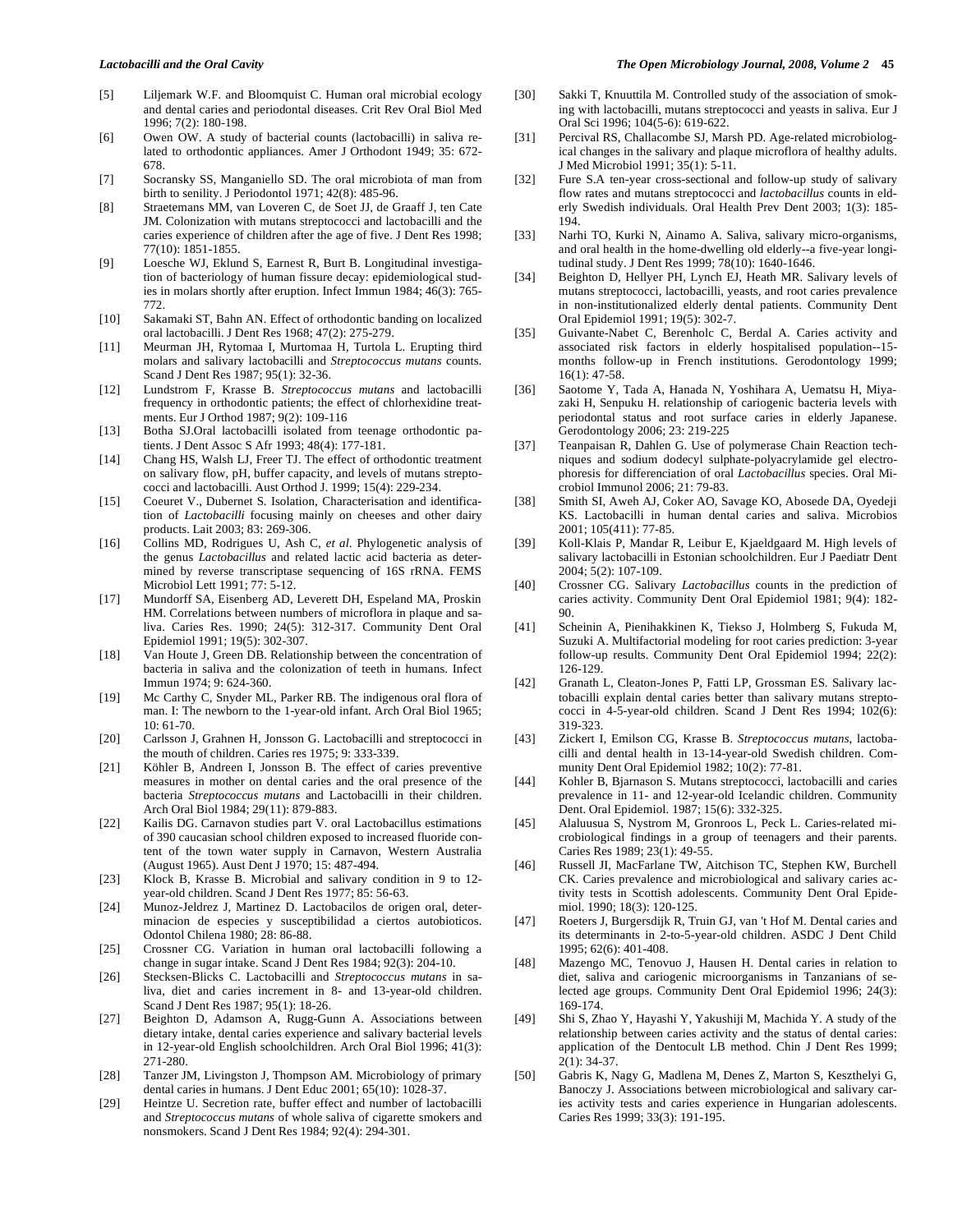[5] Liljemark W.F. and Bloomquist C. Human oral microbial ecology and dental caries and periodontal diseases. Crit Rev Oral Biol Med 1996; 7(2): 180-198.

[6] Owen OW. A study of bacterial counts (lactobacilli) in saliva related to orthodontic appliances. Amer J Orthodont 1949; 35: 672-678.

[7] Socransky SS, Manganiello SD. The oral microbiota of man from birth to senility. J Periodontol 1971; 42(8): 485-96.

[8] Straetemans MM, van Loveren C, de Soet JJ, de Graaff J, ten Cate JM. Colonization with mutans streptococci and lactobacilli and the caries experience of children after the age of five. J Dent Res 1998; 77(10): 1851-1855.

[9] Loesche WJ, Eklund S, Earnest R, Burt B. Longitudinal investigation of bacteriology of human fissure decay: epidemiological studies in molars shortly after eruption. Infect Immun 1984; 46(3): 765-772.

[10] Sakamaki ST, Bahn AN. Effect of orthodontic banding on localized oral lactobacilli. J Dent Res 1968; 47(2): 275-279.

[11] Meurman JH, Rytomaa I, Murtomaa H, Turtola L. Erupting third molars and salivary lactobacilli and *Streptococcus mutans* counts. Scand J Dent Res 1987; 95(1): 32-36.

[12] Lundstrom F, Krasse B. *Streptococcus mutans* and lactobacilli frequency in orthodontic patients; the effect of chlorhexidine treatments. Eur J Orthod 1987; 9(2): 109-116

[13] Botha SJ.Oral lactobacilli isolated from teenage orthodontic patients. J Dent Assoc S Afr 1993; 48(4): 177-181.

[14] Chang HS, Walsh LJ, Freer TJ. The effect of orthodontic treatment on salivary flow, pH, buffer capacity, and levels of mutans streptococci and lactobacilli. Aust Orthod J. 1999; 15(4): 229-234.

[15] Coeuret V., Dubernet S. Isolation, Characterisation and identification of *Lactobacilli* focusing mainly on cheeses and other dairy products. Lait 2003; 83: 269-306.

[16] Collins MD, Rodrigues U, Ash C, *et al*. Phylogenetic analysis of the genus *Lactobacillus* and related lactic acid bacteria as determined by reverse transcriptase sequencing of 16S rRNA. FEMS Microbiol Lett 1991; 77: 5-12.

[17] Mundorff SA, Eisenberg AD, Leverett DH, Espeland MA, Proskin HM. Correlations between numbers of microflora in plaque and saliva. Caries Res. 1990; 24(5): 312-317. Community Dent Oral Epidemiol 1991; 19(5): 302-307.

[18] Van Houte J, Green DB. Relationship between the concentration of bacteria in saliva and the colonization of teeth in humans. Infect Immun 1974; 9: 624-360.

[19] Mc Carthy C, Snyder ML, Parker RB. The indigenous oral flora of man. I: The newborn to the 1-year-old infant. Arch Oral Biol 1965; 10: 61-70.

[20] Carlsson J, Grahnen H, Jonsson G. Lactobacilli and streptococci in the mouth of children. Caries res 1975; 9: 333-339.

[21] Köhler B, Andreen I, Jonsson B. The effect of caries preventive measures in mother on dental caries and the oral presence of the bacteria *Streptococcus mutans* and Lactobacilli in their children. Arch Oral Biol 1984; 29(11): 879-883.

[22] Kailis DG. Carnavon studies part V. oral Lactobacillus estimations of 390 caucasian school children exposed to increased fluoride content of the town water supply in Carnavon, Western Australia (August 1965). Aust Dent J 1970; 15: 487-494.

[23] Klock B, Krasse B. Microbial and salivary condition in 9 to 12-year-old children. Scand J Dent Res 1977; 85: 56-63.

[24] Munoz-Jeldrez J, Martinez D. Lactobacilos de origen oral, determinacion de especies y susceptibilidad a ciertos autobioticos. Odontol Chilena 1980; 28: 86-88.

[25] Crossner CG. Variation in human oral lactobacilli following a change in sugar intake. Scand J Dent Res 1984; 92(3): 204-10.

[26] Stecksen-Blicks C. Lactobacilli and *Streptococcus mutans* in saliva, diet and caries increment in 8- and 13-year-old children. Scand J Dent Res 1987; 95(1): 18-26.

[27] Beighton D, Adamson A, Rugg-Gunn A. Associations between dietary intake, dental caries experience and salivary bacterial levels in 12-year-old English schoolchildren. Arch Oral Biol 1996; 41(3): 271-280.

[28] Tanzer JM, Livingston J, Thompson AM. Microbiology of primary dental caries in humans. J Dent Educ 2001; 65(10): 1028-37.

[29] Heintze U. Secretion rate, buffer effect and number of lactobacilli and *Streptococcus mutans* of whole saliva of cigarette smokers and nonsmokers. Scand J Dent Res 1984; 92(4): 294-301.

[30] Sakki T, Knuuttila M. Controlled study of the association of smoking with lactobacilli, mutans streptococci and yeasts in saliva. Eur J Oral Sci 1996; 104(5-6): 619-622.

[31] Percival RS, Challacombe SJ, Marsh PD. Age-related microbiological changes in the salivary and plaque microflora of healthy adults. J Med Microbiol 1991; 35(1): 5-11.

[32] Fure S.A ten-year cross-sectional and follow-up study of salivary flow rates and mutans streptococci and *lactobacillus* counts in elderly Swedish individuals. Oral Health Prev Dent 2003; 1(3): 185-194.

[33] Narhi TO, Kurki N, Ainamo A. Saliva, salivary micro-organisms, and oral health in the home-dwelling old elderly--a five-year longitudinal study. J Dent Res 1999; 78(10): 1640-1646.

[34] Beighton D, Hellyer PH, Lynch EJ, Heath MR. Salivary levels of mutans streptococci, lactobacilli, yeasts, and root caries prevalence in non-institutionalized elderly dental patients. Community Dent Oral Epidemiol 1991; 19(5): 302-7.

[35] Guivante-Nabet C, Berenholc C, Berdal A. Caries activity and associated risk factors in elderly hospitalised population--15-months follow-up in French institutions. Gerodontology 1999; 16(1): 47-58.

[36] Saotome Y, Tada A, Hanada N, Yoshihara A, Uematsu H, Miyazaki H, Senpuku H. relationship of cariogenic bacteria levels with periodontal status and root surface caries in elderly Japanese. Gerodontology 2006; 23: 219-225

[37] Teanpaisan R, Dahlen G. Use of polymerase Chain Reaction techniques and sodium dodecyl sulphate-polyacrylamide gel electrophoresis for differenciation of oral *Lactobacillus* species. Oral Microbiol Immunol 2006; 21: 79-83.

[38] Smith SI, Aweh AJ, Coker AO, Savage KO, Abosede DA, Oyedeji KS. Lactobacilli in human dental caries and saliva. Microbios 2001; 105(411): 77-85.

[39] Koll-Klais P, Mandar R, Leibur E, Kjaeldgaard M. High levels of salivary lactobacilli in Estonian schoolchildren. Eur J Paediatr Dent 2004; 5(2): 107-109.

[40] Crossner CG. Salivary *Lactobacillus* counts in the prediction of caries activity. Community Dent Oral Epidemiol 1981; 9(4): 182-90.

[41] Scheinin A, Pienihakkinen K, Tiekso J, Holmberg S, Fukuda M, Suzuki A. Multifactorial modeling for root caries prediction: 3-year follow-up results. Community Dent Oral Epidemiol 1994; 22(2): 126-129.

[42] Granath L, Cleaton-Jones P, Fatti LP, Grossman ES. Salivary lactobacilli explain dental caries better than salivary mutans streptococci in 4-5-year-old children. Scand J Dent Res 1994; 102(6): 319-323.

[43] Zickert I, Emilson CG, Krasse B. *Streptococcus mutans*, lactobacilli and dental health in 13-14-year-old Swedish children. Community Dent Oral Epidemiol 1982; 10(2): 77-81.

[44] Kohler B, Bjarnason S. Mutans streptococci, lactobacilli and caries prevalence in 11- and 12-year-old Icelandic children. Community Dent. Oral Epidemiol. 1987; 15(6): 332-325.

[45] Alaluusua S, Nystrom M, Gronroos L, Peck L. Caries-related microbiological findings in a group of teenagers and their parents. Caries Res 1989; 23(1): 49-55.

[46] Russell JI, MacFarlane TW, Aitchison TC, Stephen KW, Burchell CK. Caries prevalence and microbiological and salivary caries activity tests in Scottish adolescents. Community Dent Oral Epidemiol. 1990; 18(3): 120-125.

[47] Roeters J, Burgersdijk R, Truin GJ, van 't Hof M. Dental caries and its determinants in 2-to-5-year-old children. ASDC J Dent Child 1995; 62(6): 401-408.

[48] Mazengo MC, Tenovuo J, Hausen H. Dental caries in relation to diet, saliva and cariogenic microorganisms in Tanzanians of selected age groups. Community Dent Oral Epidemiol 1996; 24(3): 169-174.

[49] Shi S, Zhao Y, Hayashi Y, Yakushiji M, Machida Y. A study of the relationship between caries activity and the status of dental caries: application of the Dentocult LB method. Chin J Dent Res 1999; 2(1): 34-37.

[50] Gabris K, Nagy G, Madlena M, Denes Z, Marton S, Keszthelyi G, Banoczy J. Associations between microbiological and salivary caries activity tests and caries experience in Hungarian adolescents. Caries Res 1999; 33(3): 191-195.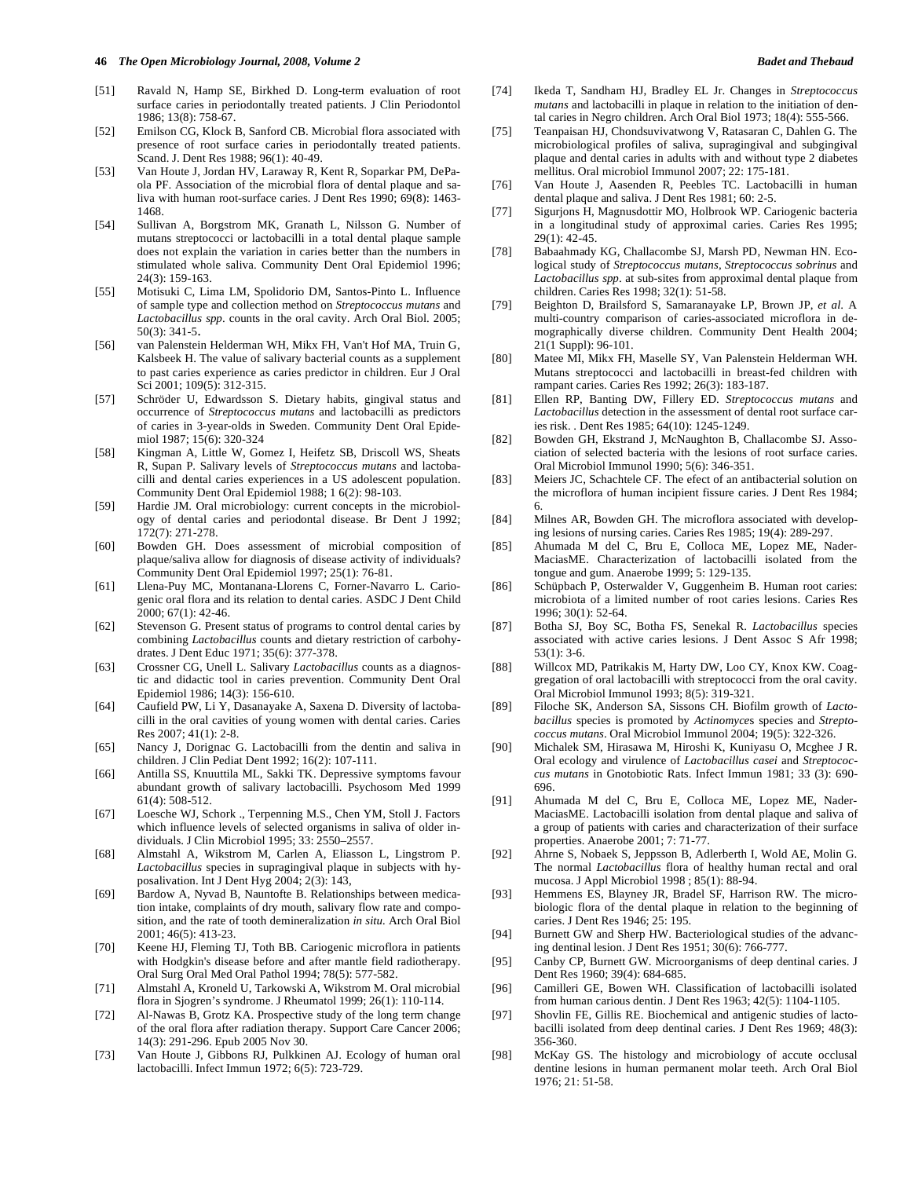[51] Ravald N, Hamp SE, Birkhed D. Long-term evaluation of root surface caries in periodontally treated patients. J Clin Periodontol 1986; 13(8): 758-67.

[52] Emilson CG, Klock B, Sanford CB. Microbial flora associated with presence of root surface caries in periodontally treated patients. Scand. J. Dent Res 1988; 96(1): 40-49.

[53] Van Houte J, Jordan HV, Laraway R, Kent R, Soparkar PM, DePaola PF. Association of the microbial flora of dental plaque and saliva with human root-surface caries. J Dent Res 1990; 69(8): 1463-1468.

[54] Sullivan A, Borgstrom MK, Granath L, Nilsson G. Number of mutans streptococci or lactobacilli in a total dental plaque sample does not explain the variation in caries better than the numbers in stimulated whole saliva. Community Dent Oral Epidemiol 1996; 24(3): 159-163.

[55] Motisuki C, Lima LM, Spolidorio DM, Santos-Pinto L. Influence of sample type and collection method on *Streptococcus mutans* and *Lactobacillus spp*. counts in the oral cavity. Arch Oral Biol. 2005; 50(3): 341-5.

[56] van Palenstein Helderman WH, Mikx FH, Van't Hof MA, Truin G, Kalsbeek H. The value of salivary bacterial counts as a supplement to past caries experience as caries predictor in children. Eur J Oral Sci 2001; 109(5): 312-315.

[57] Schröder U, Edwardsson S. Dietary habits, gingival status and occurrence of *Streptococcus mutans* and lactobacilli as predictors of caries in 3-year-olds in Sweden. Community Dent Oral Epidemiol 1987; 15(6): 320-324

[58] Kingman A, Little W, Gomez I, Heifetz SB, Driscoll WS, Sheats R, Supan P. Salivary levels of *Streptococcus mutans* and lactobacilli and dental caries experiences in a US adolescent population. Community Dent Oral Epidemiol 1988; 1 6(2): 98-103.

[59] Hardie JM. Oral microbiology: current concepts in the microbiology of dental caries and periodontal disease. Br Dent J 1992; 172(7): 271-278.

[60] Bowden GH. Does assessment of microbial composition of plaque/saliva allow for diagnosis of disease activity of individuals? Community Dent Oral Epidemiol 1997; 25(1): 76-81.

[61] Llena-Puy MC, Montanana-Llorens C, Forner-Navarro L. Cariogenic oral flora and its relation to dental caries. ASDC J Dent Child 2000; 67(1): 42-46.

[62] Stevenson G. Present status of programs to control dental caries by combining *Lactobacillus* counts and dietary restriction of carbohydrates. J Dent Educ 1971; 35(6): 377-378.

[63] Crossner CG, Unell L. Salivary *Lactobacillus* counts as a diagnostic and didactic tool in caries prevention. Community Dent Oral Epidemiol 1986; 14(3): 156-610.

[64] Caufield PW, Li Y, Dasanayake A, Saxena D. Diversity of lactobacilli in the oral cavities of young women with dental caries. Caries Res 2007; 41(1): 2-8.

[65] Nancy J, Dorignac G. Lactobacilli from the dentin and saliva in children. J Clin Pediat Dent 1992; 16(2): 107-111.

[66] Antilla SS, Knuuttila ML, Sakki TK. Depressive symptoms favour abundant growth of salivary lactobacilli. Psychosom Med 1999 61(4): 508-512.

[67] Loesche WJ, Schork ., Terpenning M.S., Chen YM, Stoll J. Factors which influence levels of selected organisms in saliva of older individuals. J Clin Microbiol 1995; 33: 2550–2557.

[68] Almstahl A, Wikstrom M, Carlen A, Eliasson L, Lingstrom P. *Lactobacillus* species in supragingival plaque in subjects with hyposalivation. Int J Dent Hyg 2004; 2(3): 143,

[69] Bardow A, Nyvad B, Nauntofte B. Relationships between medication intake, complaints of dry mouth, salivary flow rate and composition, and the rate of tooth demineralization *in situ.* Arch Oral Biol 2001; 46(5): 413-23.

[70] Keene HJ, Fleming TJ, Toth BB. Cariogenic microflora in patients with Hodgkin's disease before and after mantle field radiotherapy. Oral Surg Oral Med Oral Pathol 1994; 78(5): 577-582.

[71] Almstahl A, Kroneld U, Tarkowski A, Wikstrom M. Oral microbial flora in Sjogren's syndrome. J Rheumatol 1999; 26(1): 110-114.

[72] Al-Nawas B, Grotz KA. Prospective study of the long term change of the oral flora after radiation therapy. Support Care Cancer 2006; 14(3): 291-296. Epub 2005 Nov 30.

[73] Van Houte J, Gibbons RJ, Pulkkinen AJ. Ecology of human oral lactobacilli. Infect Immun 1972; 6(5): 723-729.

[74] Ikeda T, Sandham HJ, Bradley EL Jr. Changes in *Streptococcus mutans* and lactobacilli in plaque in relation to the initiation of dental caries in Negro children. Arch Oral Biol 1973; 18(4): 555-566.

[75] Teanpaisan HJ, Chondsuvivatwong V, Ratasaran C, Dahlen G. The microbiological profiles of saliva, supragingival and subgingival plaque and dental caries in adults with and without type 2 diabetes mellitus. Oral microbiol Immunol 2007; 22: 175-181.

[76] Van Houte J, Aasenden R, Peebles TC. Lactobacilli in human dental plaque and saliva. J Dent Res 1981; 60: 2-5.

[77] Sigurjons H, Magnusdottir MO, Holbrook WP. Cariogenic bacteria in a longitudinal study of approximal caries. Caries Res 1995; 29(1): 42-45.

[78] Babaahmady KG, Challacombe SJ, Marsh PD, Newman HN. Ecological study of *Streptococcus mutans*, *Streptococcus sobrinus* and *Lactobacillus spp*. at sub-sites from approximal dental plaque from children. Caries Res 1998; 32(1): 51-58.

[79] Beighton D, Brailsford S, Samaranayake LP, Brown JP, *et al.* A multi-country comparison of caries-associated microflora in demographically diverse children. Community Dent Health 2004; 21(1 Suppl): 96-101.

[80] Matee MI, Mikx FH, Maselle SY, Van Palenstein Helderman WH. Mutans streptococci and lactobacilli in breast-fed children with rampant caries. Caries Res 1992; 26(3): 183-187.

[81] Ellen RP, Banting DW, Fillery ED. *Streptococcus mutans* and *Lactobacillus* detection in the assessment of dental root surface caries risk. . Dent Res 1985; 64(10): 1245-1249.

[82] Bowden GH, Ekstrand J, McNaughton B, Challacombe SJ. Association of selected bacteria with the lesions of root surface caries. Oral Microbiol Immunol 1990; 5(6): 346-351.

[83] Meiers JC, Schachtele CF. The efect of an antibacterial solution on the microflora of human incipient fissure caries. J Dent Res 1984; 6.

[84] Milnes AR, Bowden GH. The microflora associated with developing lesions of nursing caries. Caries Res 1985; 19(4): 289-297.

[85] Ahumada M del C, Bru E, Colloca ME, Lopez ME, Nader-MaciasME. Characterization of lactobacilli isolated from the tongue and gum. Anaerobe 1999; 5: 129-135.

[86] Schüpbach P, Osterwalder V, Guggenheim B. Human root caries: microbiota of a limited number of root caries lesions. Caries Res 1996; 30(1): 52-64.

[87] Botha SJ, Boy SC, Botha FS, Senekal R. *Lactobacillus* species associated with active caries lesions. J Dent Assoc S Afr 1998; 53(1): 3-6.

[88] Willcox MD, Patrikakis M, Harty DW, Loo CY, Knox KW. Coaggregation of oral lactobacilli with streptococci from the oral cavity. Oral Microbiol Immunol 1993; 8(5): 319-321.

[89] Filoche SK, Anderson SA, Sissons CH. Biofilm growth of *Lactobacillus* species is promoted by *Actinomyces* species and *Streptococcus mutans*. Oral Microbiol Immunol 2004; 19(5): 322-326.

[90] Michalek SM, Hirasawa M, Hiroshi K, Kuniyasu O, Mcghee J R. Oral ecology and virulence of *Lactobacillus casei* and *Streptococcus mutans* in Gnotobiotic Rats. Infect Immun 1981; 33 (3): 690-696.

[91] Ahumada M del C, Bru E, Colloca ME, Lopez ME, Nader-MaciasME. Lactobacilli isolation from dental plaque and saliva of a group of patients with caries and characterization of their surface properties. Anaerobe 2001; 7: 71-77.

[92] Ahrne S, Nobaek S, Jeppsson B, Adlerberth I, Wold AE, Molin G. The normal *Lactobacillus* flora of healthy human rectal and oral mucosa. J Appl Microbiol 1998 ; 85(1): 88-94.

[93] Hemmens ES, Blayney JR, Bradel SF, Harrison RW. The microbiologic flora of the dental plaque in relation to the beginning of caries. J Dent Res 1946; 25: 195.

[94] Burnett GW and Sherp HW. Bacteriological studies of the advancing dentinal lesion. J Dent Res 1951; 30(6): 766-777.

[95] Canby CP, Burnett GW. Microorganisms of deep dentinal caries. J Dent Res 1960; 39(4): 684-685.

[96] Camilleri GE, Bowen WH. Classification of lactobacilli isolated from human carious dentin. J Dent Res 1963; 42(5): 1104-1105.

[97] Shovlin FE, Gillis RE. Biochemical and antigenic studies of lactobacilli isolated from deep dentinal caries. J Dent Res 1969; 48(3): 356-360.

[98] McKay GS. The histology and microbiology of accute occlusal dentine lesions in human permanent molar teeth. Arch Oral Biol 1976; 21: 51-58.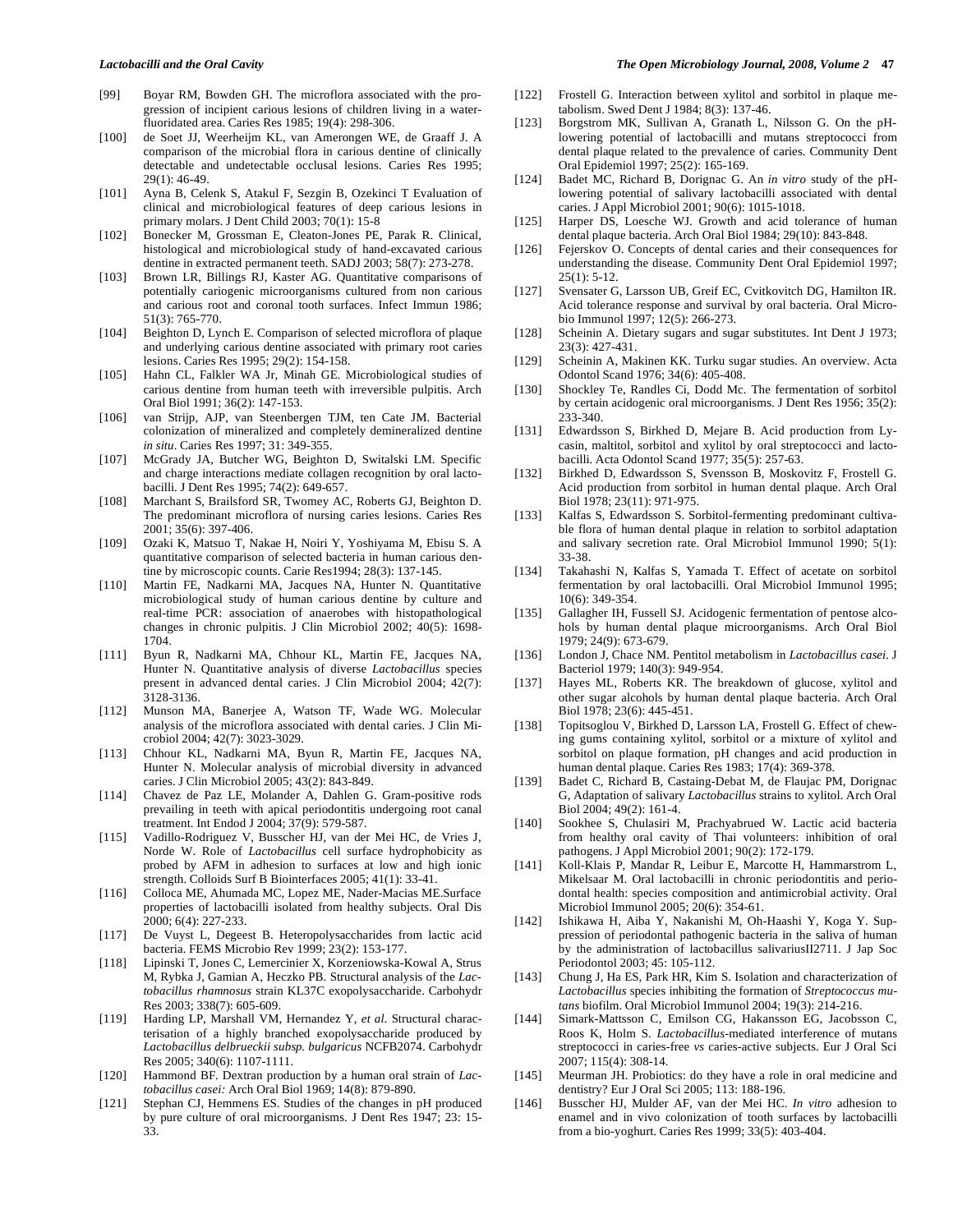[99] Boyar RM, Bowden GH. The microflora associated with the progression of incipient carious lesions of children living in a water-fluoridated area. Caries Res 1985; 19(4): 298-306.

[100] de Soet JJ, Weerheijm KL, van Amerongen WE, de Graaff J. A comparison of the microbial flora in carious dentine of clinically detectable and undetectable occlusal lesions. Caries Res 1995; 29(1): 46-49.

[101] Ayna B, Celenk S, Atakul F, Sezgin B, Ozekinci T Evaluation of clinical and microbiological features of deep carious lesions in primary molars. J Dent Child 2003; 70(1): 15-8

[102] Bonecker M, Grossman E, Cleaton-Jones PE, Parak R. Clinical, histological and microbiological study of hand-excavated carious dentine in extracted permanent teeth. SADJ 2003; 58(7): 273-278.

[103] Brown LR, Billings RJ, Kaster AG. Quantitative comparisons of potentially cariogenic microorganisms cultured from non carious and carious root and coronal tooth surfaces. Infect Immun 1986; 51(3): 765-770.

[104] Beighton D, Lynch E. Comparison of selected microflora of plaque and underlying carious dentine associated with primary root caries lesions. Caries Res 1995; 29(2): 154-158.

[105] Hahn CL, Falkler WA Jr, Minah GE. Microbiological studies of carious dentine from human teeth with irreversible pulpitis. Arch Oral Biol 1991; 36(2): 147-153.

[106] van Strijp, AJP, van Steenbergen TJM, ten Cate JM. Bacterial colonization of mineralized and completely demineralized dentine *in situ*. Caries Res 1997; 31: 349-355.

[107] McGrady JA, Butcher WG, Beighton D, Switalski LM. Specific and charge interactions mediate collagen recognition by oral lactobacilli. J Dent Res 1995; 74(2): 649-657.

[108] Marchant S, Brailsford SR, Twomey AC, Roberts GJ, Beighton D. The predominant microflora of nursing caries lesions. Caries Res 2001; 35(6): 397-406.

[109] Ozaki K, Matsuo T, Nakae H, Noiri Y, Yoshiyama M, Ebisu S. A quantitative comparison of selected bacteria in human carious dentine by microscopic counts. Carie Res1994; 28(3): 137-145.

[110] Martin FE, Nadkarni MA, Jacques NA, Hunter N. Quantitative microbiological study of human carious dentine by culture and real-time PCR: association of anaerobes with histopathological changes in chronic pulpitis. J Clin Microbiol 2002; 40(5): 1698-1704.

[111] Byun R, Nadkarni MA, Chhour KL, Martin FE, Jacques NA, Hunter N. Quantitative analysis of diverse *Lactobacillus* species present in advanced dental caries. J Clin Microbiol 2004; 42(7): 3128-3136.

[112] Munson MA, Banerjee A, Watson TF, Wade WG. Molecular analysis of the microflora associated with dental caries. J Clin Microbiol 2004; 42(7): 3023-3029.

[113] Chhour KL, Nadkarni MA, Byun R, Martin FE, Jacques NA, Hunter N. Molecular analysis of microbial diversity in advanced caries. J Clin Microbiol 2005; 43(2): 843-849.

[114] Chavez de Paz LE, Molander A, Dahlen G. Gram-positive rods prevailing in teeth with apical periodontitis undergoing root canal treatment. Int Endod J 2004; 37(9): 579-587.

[115] Vadillo-Rodriguez V, Busscher HJ, van der Mei HC, de Vries J, Norde W. Role of *Lactobacillus* cell surface hydrophobicity as probed by AFM in adhesion to surfaces at low and high ionic strength. Colloids Surf B Biointerfaces 2005; 41(1): 33-41.

[116] Colloca ME, Ahumada MC, Lopez ME, Nader-Macias ME.Surface properties of lactobacilli isolated from healthy subjects. Oral Dis 2000; 6(4): 227-233.

[117] De Vuyst L, Degeest B. Heteropolysaccharides from lactic acid bacteria. FEMS Microbio Rev 1999; 23(2): 153-177.

[118] Lipinski T, Jones C, Lemercinier X, Korzeniowska-Kowal A, Strus M, Rybka J, Gamian A, Heczko PB. Structural analysis of the *Lactobacillus rhamnosus* strain KL37C exopolysaccharide. Carbohydr Res 2003; 338(7): 605-609.

[119] Harding LP, Marshall VM, Hernandez Y, *et al.* Structural characterisation of a highly branched exopolysaccharide produced by *Lactobacillus delbrueckii subsp. bulgaricus* NCFB2074. Carbohydr Res 2005; 340(6): 1107-1111.

[120] Hammond BF. Dextran production by a human oral strain of *Lactobacillus casei:* Arch Oral Biol 1969; 14(8): 879-890.

[121] Stephan CJ, Hemmens ES. Studies of the changes in pH produced by pure culture of oral microorganisms. J Dent Res 1947; 23: 15-33.

[122] Frostell G. Interaction between xylitol and sorbitol in plaque metabolism. Swed Dent J 1984; 8(3): 137-46.

[123] Borgstrom MK, Sullivan A, Granath L, Nilsson G. On the pH-lowering potential of lactobacilli and mutans streptococci from dental plaque related to the prevalence of caries. Community Dent Oral Epidemiol 1997; 25(2): 165-169.

[124] Badet MC, Richard B, Dorignac G. An *in vitro* study of the pH-lowering potential of salivary lactobacilli associated with dental caries. J Appl Microbiol 2001; 90(6): 1015-1018.

[125] Harper DS, Loesche WJ. Growth and acid tolerance of human dental plaque bacteria. Arch Oral Biol 1984; 29(10): 843-848.

[126] Fejerskov O. Concepts of dental caries and their consequences for understanding the disease. Community Dent Oral Epidemiol 1997; 25(1): 5-12.

[127] Svensater G, Larsson UB, Greif EC, Cvitkovitch DG, Hamilton IR. Acid tolerance response and survival by oral bacteria. Oral Microbio Immunol 1997; 12(5): 266-273.

[128] Scheinin A. Dietary sugars and sugar substitutes. Int Dent J 1973; 23(3): 427-431.

[129] Scheinin A, Makinen KK. Turku sugar studies. An overview. Acta Odontol Scand 1976; 34(6): 405-408.

[130] Shockley Te, Randles Ci, Dodd Mc. The fermentation of sorbitol by certain acidogenic oral microorganisms. J Dent Res 1956; 35(2): 233-340.

[131] Edwardsson S, Birkhed D, Mejare B. Acid production from Lycasin, maltitol, sorbitol and xylitol by oral streptococci and lactobacilli. Acta Odontol Scand 1977; 35(5): 257-63.

[132] Birkhed D, Edwardsson S, Svensson B, Moskovitz F, Frostell G. Acid production from sorbitol in human dental plaque. Arch Oral Biol 1978; 23(11): 971-975.

[133] Kalfas S, Edwardsson S. Sorbitol-fermenting predominant cultivable flora of human dental plaque in relation to sorbitol adaptation and salivary secretion rate. Oral Microbiol Immunol 1990; 5(1): 33-38.

[134] Takahashi N, Kalfas S, Yamada T. Effect of acetate on sorbitol fermentation by oral lactobacilli. Oral Microbiol Immunol 1995; 10(6): 349-354.

[135] Gallagher IH, Fussell SJ. Acidogenic fermentation of pentose alcohols by human dental plaque microorganisms. Arch Oral Biol 1979; 24(9): 673-679.

[136] London J, Chace NM. Pentitol metabolism in *Lactobacillus casei*. J Bacteriol 1979; 140(3): 949-954.

[137] Hayes ML, Roberts KR. The breakdown of glucose, xylitol and other sugar alcohols by human dental plaque bacteria. Arch Oral Biol 1978; 23(6): 445-451.

[138] Topitsoglou V, Birkhed D, Larsson LA, Frostell G. Effect of chewing gums containing xylitol, sorbitol or a mixture of xylitol and sorbitol on plaque formation, pH changes and acid production in human dental plaque. Caries Res 1983; 17(4): 369-378.

[139] Badet C, Richard B, Castaing-Debat M, de Flaujac PM, Dorignac G, Adaptation of salivary *Lactobacillus* strains to xylitol. Arch Oral Biol 2004; 49(2): 161-4.

[140] Sookhee S, Chulasiri M, Prachyabrued W. Lactic acid bacteria from healthy oral cavity of Thai volunteers: inhibition of oral pathogens. J Appl Microbiol 2001; 90(2): 172-179.

[141] Koll-Klais P, Mandar R, Leibur E, Marcotte H, Hammarstrom L, Mikelsaar M. Oral lactobacilli in chronic periodontitis and periodontal health: species composition and antimicrobial activity. Oral Microbiol Immunol 2005; 20(6): 354-61.

[142] Ishikawa H, Aiba Y, Nakanishi M, Oh-Haashi Y, Koga Y. Suppression of periodontal pathogenic bacteria in the saliva of human by the administration of lactobacillus salivariusII2711. J Jap Soc Periodontol 2003; 45: 105-112.

[143] Chung J, Ha ES, Park HR, Kim S. Isolation and characterization of *Lactobacillus* species inhibiting the formation of *Streptococcus mutans* biofilm. Oral Microbiol Immunol 2004; 19(3): 214-216.

[144] Simark-Mattsson C, Emilson CG, Hakansson EG, Jacobsson C, Roos K, Holm S. *Lactobacillus*-mediated interference of mutans streptococci in caries-free *vs* caries-active subjects. Eur J Oral Sci 2007; 115(4): 308-14.

[145] Meurman JH. Probiotics: do they have a role in oral medicine and dentistry? Eur J Oral Sci 2005; 113: 188-196.

[146] Busscher HJ, Mulder AF, van der Mei HC. *In vitro* adhesion to enamel and in vivo colonization of tooth surfaces by lactobacilli from a bio-yoghurt. Caries Res 1999; 33(5): 403-404.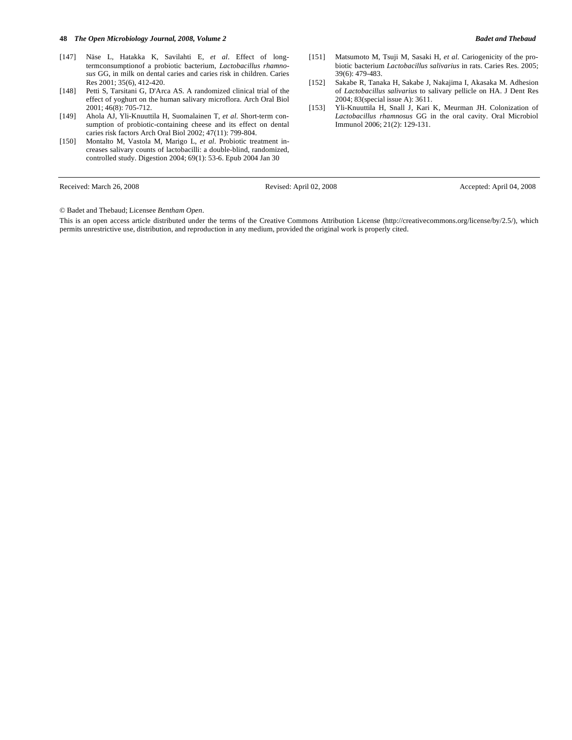[147] Näse L, Hatakka K, Savilahti E, *et al*. Effect of long-termconsumptionof a probiotic bacterium, *Lactobacillus rhamnosus* GG, in milk on dental caries and caries risk in children. Caries Res 2001; 35(6), 412-420.

[148] Petti S, Tarsitani G, D'Arca AS. A randomized clinical trial of the effect of yoghurt on the human salivary microflora. Arch Oral Biol 2001; 46(8): 705-712.

[149] Ahola AJ, Yli-Knuuttila H, Suomalainen T, *et al*. Short-term consumption of probiotic-containing cheese and its effect on dental caries risk factors Arch Oral Biol 2002; 47(11): 799-804.

[150] Montalto M, Vastola M, Marigo L, *et al*. Probiotic treatment increases salivary counts of lactobacilli: a double-blind, randomized, controlled study. Digestion 2004; 69(1): 53-6. Epub 2004 Jan 30

[151] Matsumoto M, Tsuji M, Sasaki H, *et al*. Cariogenicity of the probiotic bacterium *Lactobacillus salivarius* in rats. Caries Res. 2005; 39(6): 479-483.

[152] Sakabe R, Tanaka H, Sakabe J, Nakajima I, Akasaka M. Adhesion of *Lactobacillus salivarius* to salivary pellicle on HA. J Dent Res 2004; 83(special issue A): 3611.

[153] Yli-Knuuttila H, Snall J, Kari K, Meurman JH. Colonization of *Lactobacillus rhamnosus* GG in the oral cavity. Oral Microbiol Immunol 2006; 21(2): 129-131.

---

Received: March 26, 2008 Revised: April 02, 2008 Accepted: April 04, 2008

© Badet and Thebaud; Licensee *Bentham Open*.

This is an open access article distributed under the terms of the Creative Commons Attribution License (http://creativecommons.org/license/by/2.5/), which permits unrestrictive use, distribution, and reproduction in any medium, provided the original work is properly cited.